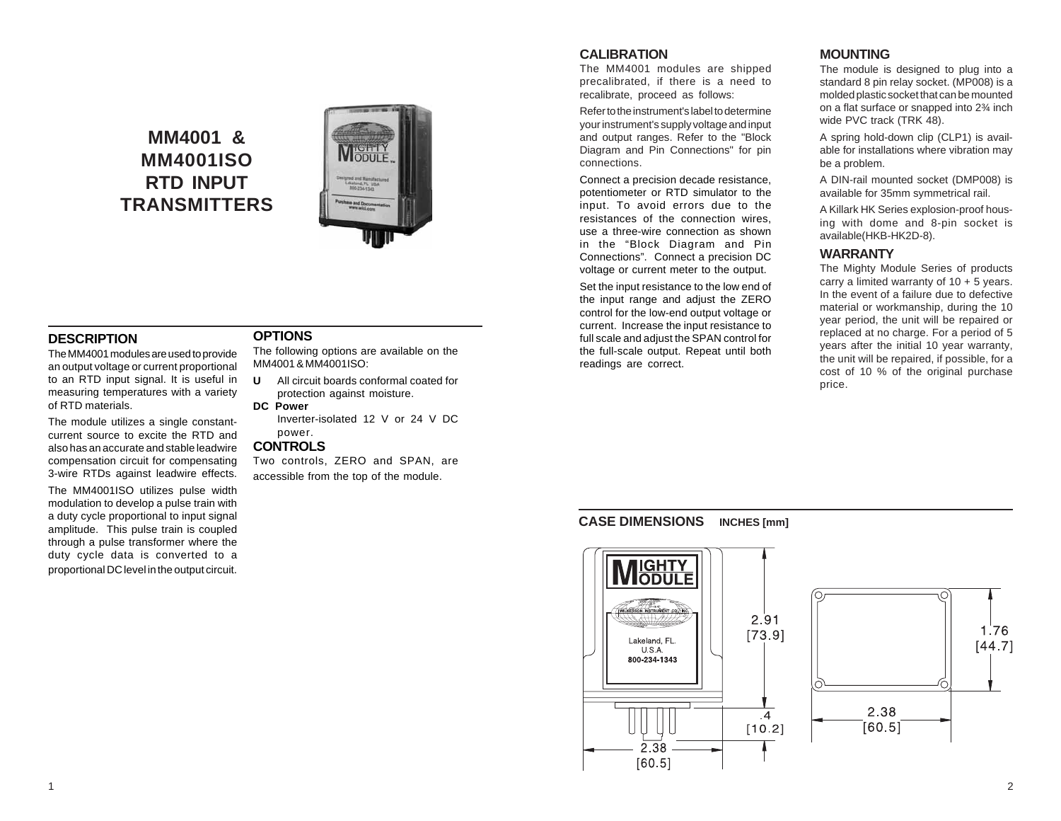# MM4001 & MM4001ISO RTD INPUT TRANSMITTERS

## DESCRIPTION

The MM4001 modules are used to provide an output voltage or current proportional to an RTD input signal. It is useful in measuring temperatures with a variety of RTD materials.

The module utilizes a single constant-current source to excite the RTD and also has an accurate and stable leadwire compensation circuit for compensating 3-wire RTDs against leadwire effects.

The MM4001ISO utilizes pulse width modulation to develop a pulse train with a duty cycle proportional to input signal amplitude. This pulse train is coupled through a pulse transformer where the duty cycle data is converted to a proportional DC level in the output circuit.

## OPTIONS

The following options are available on the MM4001 & MM4001ISO:

**U** All circuit boards conformal coated for protection against moisture.

**DC Power**
Inverter-isolated 12 V or 24 V DC power.

## CONTROLS

Two controls, ZERO and SPAN, are accessible from the top of the module.

## CALIBRATION

The MM4001 modules are shipped precalibrated, if there is a need to recalibrate, proceed as follows:

Refer to the instrument's label to determine your instrument's supply voltage and input and output ranges. Refer to the "Block Diagram and Pin Connections" for pin connections.

Connect a precision decade resistance, potentiometer or RTD simulator to the input. To avoid errors due to the resistances of the connection wires, use a three-wire connection as shown in the "Block Diagram and Pin Connections". Connect a precision DC voltage or current meter to the output.

Set the input resistance to the low end of the input range and adjust the ZERO control for the low-end output voltage or current. Increase the input resistance to full scale and adjust the SPAN control for the full-scale output. Repeat until both readings are correct.

## MOUNTING

The module is designed to plug into a standard 8 pin relay socket. (MP008) is a molded plastic socket that can be mounted on a flat surface or snapped into 2¾ inch wide PVC track (TRK 48).

A spring hold-down clip (CLP1) is available for installations where vibration may be a problem.

A DIN-rail mounted socket (DMP008) is available for 35mm symmetrical rail.

A Killark HK Series explosion-proof housing with dome and 8-pin socket is available(HKB-HK2D-8).

## WARRANTY

The Mighty Module Series of products carry a limited warranty of 10 + 5 years. In the event of a failure due to defective material or workmanship, during the 10 year period, the unit will be repaired or replaced at no charge. For a period of 5 years after the initial 10 year warranty, the unit will be repaired, if possible, for a cost of 10 % of the original purchase price.

## CASE DIMENSIONS INCHES [mm]

MIGHTY MODULE
WILKERSON INSTRUMENT CO., INC.
Lakeland, FL.
U.S.A.
800-234-1343

2.91 [73.9]

.4 [10.2]

2.38 [60.5]

1.76 [44.7]

2.38 [60.5]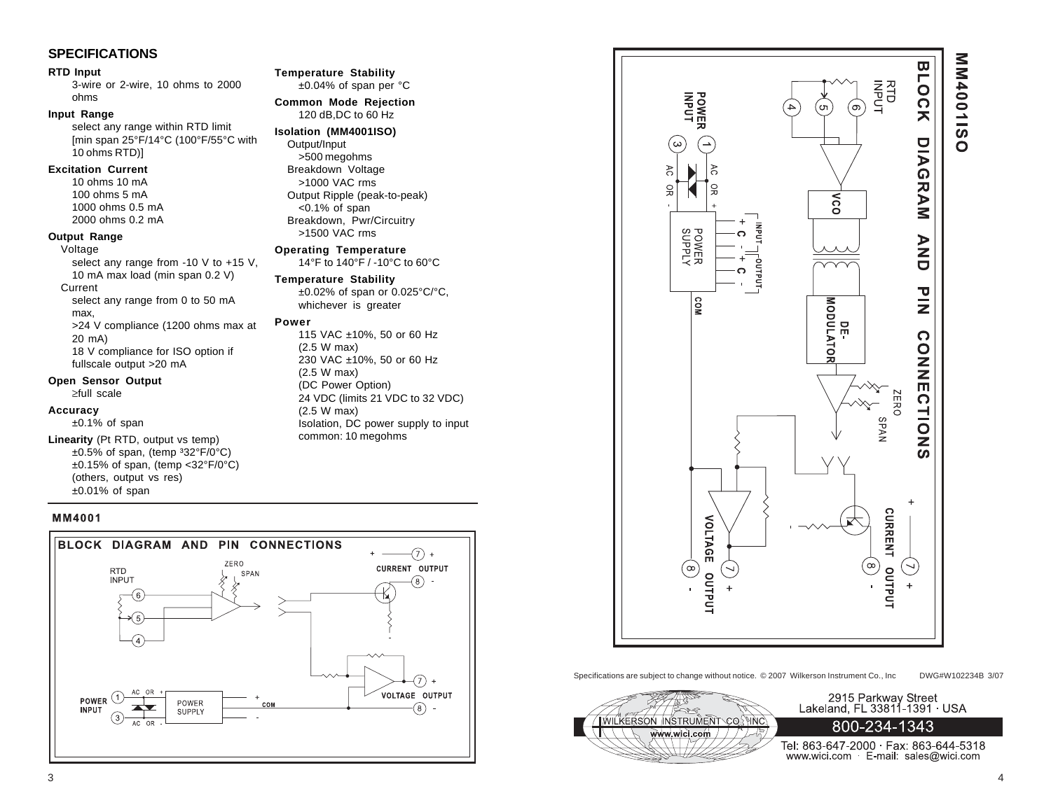## SPECIFICATIONS

**RTD Input**
3-wire or 2-wire, 10 ohms to 2000 ohms

**Input Range**
select any range within RTD limit [min span 25°F/14°C (100°F/55°C with 10 ohms RTD)]

**Excitation Current**
10 ohms 10 mA
100 ohms 5 mA
1000 ohms 0.5 mA
2000 ohms 0.2 mA

**Output Range**
Voltage
select any range from -10 V to +15 V, 10 mA max load (min span 0.2 V)
Current
select any range from 0 to 50 mA max,
>24 V compliance (1200 ohms max at 20 mA)
18 V compliance for ISO option if fullscale output >20 mA

**Open Sensor Output**
≥full scale

**Accuracy**
±0.1% of span

**Linearity** (Pt RTD, output vs temp)
±0.5% of span, (temp ³32°F/0°C)
±0.15% of span, (temp <32°F/0°C)
(others, output vs res)
±0.01% of span

**Temperature Stability**
±0.04% of span per °C

**Common Mode Rejection**
120 dB,DC to 60 Hz

**Isolation (MM4001ISO)**
Output/Input
>500 megohms
Breakdown Voltage
>1000 VAC rms
Output Ripple (peak-to-peak)
<0.1% of span
Breakdown, Pwr/Circuitry
>1500 VAC rms

**Operating Temperature**
14°F to 140°F / -10°C to 60°C

**Temperature Stability**
±0.02% of span or 0.025°C/°C, whichever is greater

**Power**
115 VAC ±10%, 50 or 60 Hz
(2.5 W max)
230 VAC ±10%, 50 or 60 Hz
(2.5 W max)
(DC Power Option)
24 VDC (limits 21 VDC to 32 VDC)
(2.5 W max)
Isolation, DC power supply to input common: 10 megohms

## MM4001

BLOCK DIAGRAM AND PIN CONNECTIONS

RTD INPUT 6 5 4
ZERO SPAN
CURRENT OUTPUT + 7 + 8 -
VOLTAGE OUTPUT 7 + 8 -
POWER INPUT 1 AC OR + 3 AC OR -
POWER SUPPLY
COM

## MM4001ISO

BLOCK DIAGRAM AND PIN CONNECTIONS

RTD INPUT 6 5 4
VCO
DE-MODULATOR
ZERO SPAN
POWER INPUT 1 AC OR + 3 AC OR -
POWER SUPPLY
INPUT + C - OUTPUT + C -
COM
CURRENT OUTPUT 7 + 8 -
VOLTAGE OUTPUT 7 + 8 -

Specifications are subject to change without notice. © 2007 Wilkerson Instrument Co., Inc DWG#W102234B 3/07

WILKERSON INSTRUMENT CO., INC.
www.wici.com

2915 Parkway Street
Lakeland, FL 33811-1391 · USA
800-234-1343
Tel: 863-647-2000 · Fax: 863-644-5318
www.wici.com · E-mail: sales@wici.com